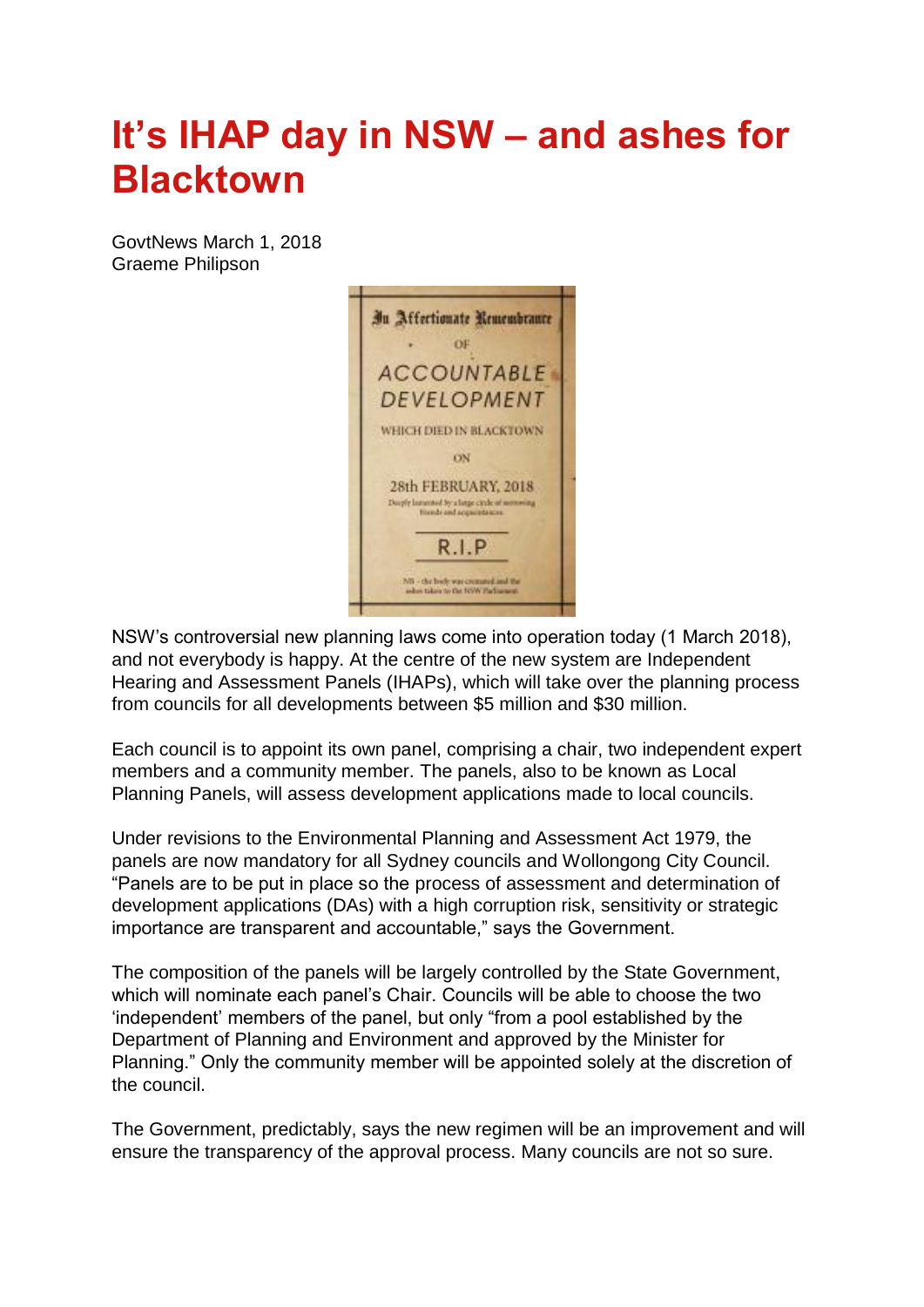# It's IHAP day in NSW – and ashes for Blacktown

GovtNews March 1, 2018
Graeme Philipson

NSW's controversial new planning laws come into operation today (1 March 2018), and not everybody is happy. At the centre of the new system are Independent Hearing and Assessment Panels (IHAPs), which will take over the planning process from councils for all developments between $5 million and $30 million.

Each council is to appoint its own panel, comprising a chair, two independent expert members and a community member. The panels, also to be known as Local Planning Panels, will assess development applications made to local councils.

Under revisions to the Environmental Planning and Assessment Act 1979, the panels are now mandatory for all Sydney councils and Wollongong City Council. "Panels are to be put in place so the process of assessment and determination of development applications (DAs) with a high corruption risk, sensitivity or strategic importance are transparent and accountable," says the Government.

The composition of the panels will be largely controlled by the State Government, which will nominate each panel's Chair. Councils will be able to choose the two 'independent' members of the panel, but only "from a pool established by the Department of Planning and Environment and approved by the Minister for Planning." Only the community member will be appointed solely at the discretion of the council.

The Government, predictably, says the new regimen will be an improvement and will ensure the transparency of the approval process. Many councils are not so sure.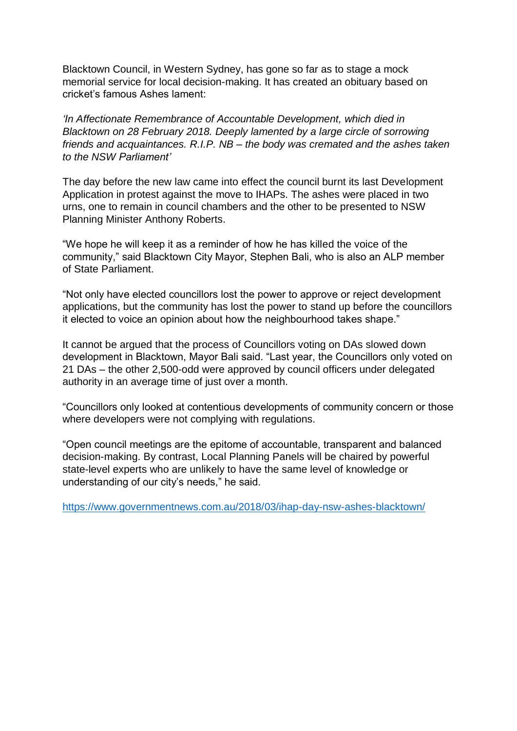Blacktown Council, in Western Sydney, has gone so far as to stage a mock memorial service for local decision-making. It has created an obituary based on cricket's famous Ashes lament:

*'In Affectionate Remembrance of Accountable Development, which died in Blacktown on 28 February 2018. Deeply lamented by a large circle of sorrowing friends and acquaintances. R.I.P. NB – the body was cremated and the ashes taken to the NSW Parliament'*

The day before the new law came into effect the council burnt its last Development Application in protest against the move to IHAPs. The ashes were placed in two urns, one to remain in council chambers and the other to be presented to NSW Planning Minister Anthony Roberts.

"We hope he will keep it as a reminder of how he has killed the voice of the community," said Blacktown City Mayor, Stephen Bali, who is also an ALP member of State Parliament.

"Not only have elected councillors lost the power to approve or reject development applications, but the community has lost the power to stand up before the councillors it elected to voice an opinion about how the neighbourhood takes shape."

It cannot be argued that the process of Councillors voting on DAs slowed down development in Blacktown, Mayor Bali said. "Last year, the Councillors only voted on 21 DAs – the other 2,500-odd were approved by council officers under delegated authority in an average time of just over a month.

"Councillors only looked at contentious developments of community concern or those where developers were not complying with regulations.

"Open council meetings are the epitome of accountable, transparent and balanced decision-making. By contrast, Local Planning Panels will be chaired by powerful state-level experts who are unlikely to have the same level of knowledge or understanding of our city's needs," he said.

https://www.governmentnews.com.au/2018/03/ihap-day-nsw-ashes-blacktown/